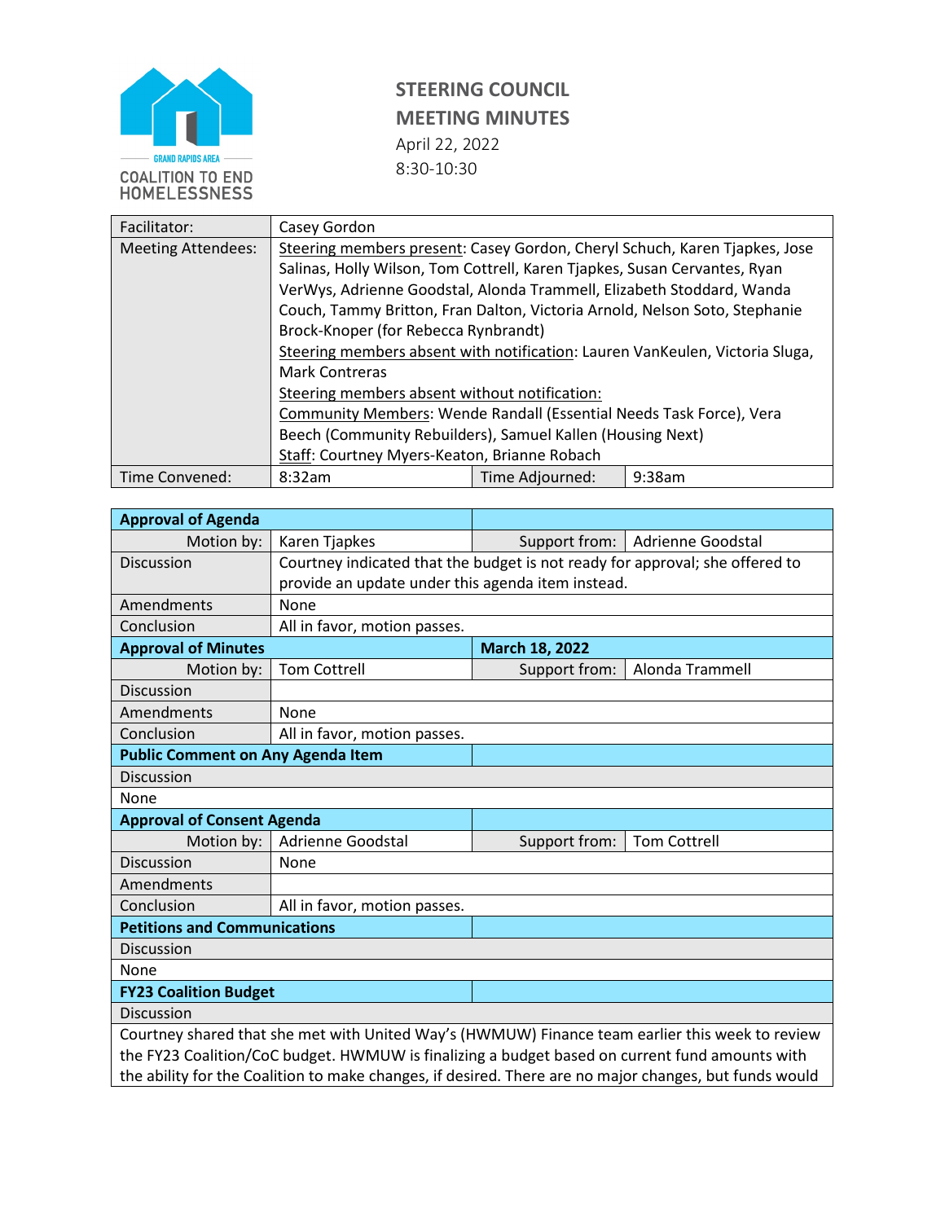GRAND RAPIDS AREA
COALITION TO END HOMELESSNESS

# STEERING COUNCIL MEETING MINUTES

April 22, 2022
8:30-10:30

| Facilitator: | Casey Gordon | | |
|---|---|---|---|
| Meeting Attendees: | Steering members present: Casey Gordon, Cheryl Schuch, Karen Tjapkes, Jose Salinas, Holly Wilson, Tom Cottrell, Karen Tjapkes, Susan Cervantes, Ryan VerWys, Adrienne Goodstal, Alonda Trammell, Elizabeth Stoddard, Wanda Couch, Tammy Britton, Fran Dalton, Victoria Arnold, Nelson Soto, Stephanie Brock-Knoper (for Rebecca Rynbrandt)<br>Steering members absent with notification: Lauren VanKeulen, Victoria Sluga, Mark Contreras<br>Steering members absent without notification:<br>Community Members: Wende Randall (Essential Needs Task Force), Vera Beech (Community Rebuilders), Samuel Kallen (Housing Next)<br>Staff: Courtney Myers-Keaton, Brianne Robach | | |
| Time Convened: | 8:32am | Time Adjourned: | 9:38am |

| **Approval of Agenda** | | | |
|---|---|---|---|
| Motion by: | Karen Tjapkes | Support from: | Adrienne Goodstal |
| Discussion | Courtney indicated that the budget is not ready for approval; she offered to provide an update under this agenda item instead. | | |
| Amendments | None | | |
| Conclusion | All in favor, motion passes. | | |
| **Approval of Minutes** | | **March 18, 2022** | |
| Motion by: | Tom Cottrell | Support from: | Alonda Trammell |
| Discussion | | | |
| Amendments | None | | |
| Conclusion | All in favor, motion passes. | | |
| **Public Comment on Any Agenda Item** | | | |
| Discussion | | | |
| None | | | |
| **Approval of Consent Agenda** | | | |
| Motion by: | Adrienne Goodstal | Support from: | Tom Cottrell |
| Discussion | None | | |
| Amendments | | | |
| Conclusion | All in favor, motion passes. | | |
| **Petitions and Communications** | | | |
| Discussion | | | |
| None | | | |
| **FY23 Coalition Budget** | | | |
| Discussion | | | |
| Courtney shared that she met with United Way's (HWMUW) Finance team earlier this week to review the FY23 Coalition/CoC budget. HWMUW is finalizing a budget based on current fund amounts with the ability for the Coalition to make changes, if desired. There are no major changes, but funds would | | | |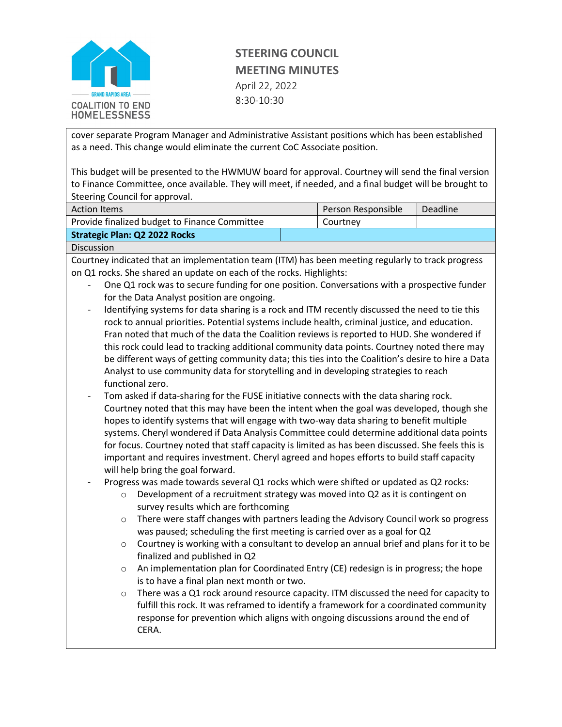cover separate Program Manager and Administrative Assistant positions which has been established as a need. This change would eliminate the current CoC Associate position.

This budget will be presented to the HWMUW board for approval. Courtney will send the final version to Finance Committee, once available. They will meet, if needed, and a final budget will be brought to Steering Council for approval.

| Action Items | Person Responsible | Deadline |
|---|---|---|
| Provide finalized budget to Finance Committee | Courtney | |

**Strategic Plan: Q2 2022 Rocks**

Discussion

Courtney indicated that an implementation team (ITM) has been meeting regularly to track progress on Q1 rocks. She shared an update on each of the rocks. Highlights:

- One Q1 rock was to secure funding for one position. Conversations with a prospective funder for the Data Analyst position are ongoing.
- Identifying systems for data sharing is a rock and ITM recently discussed the need to tie this rock to annual priorities. Potential systems include health, criminal justice, and education. Fran noted that much of the data the Coalition reviews is reported to HUD. She wondered if this rock could lead to tracking additional community data points. Courtney noted there may be different ways of getting community data; this ties into the Coalition's desire to hire a Data Analyst to use community data for storytelling and in developing strategies to reach functional zero.
- Tom asked if data-sharing for the FUSE initiative connects with the data sharing rock. Courtney noted that this may have been the intent when the goal was developed, though she hopes to identify systems that will engage with two-way data sharing to benefit multiple systems. Cheryl wondered if Data Analysis Committee could determine additional data points for focus. Courtney noted that staff capacity is limited as has been discussed. She feels this is important and requires investment. Cheryl agreed and hopes efforts to build staff capacity will help bring the goal forward.
- Progress was made towards several Q1 rocks which were shifted or updated as Q2 rocks:
    - Development of a recruitment strategy was moved into Q2 as it is contingent on survey results which are forthcoming
    - There were staff changes with partners leading the Advisory Council work so progress was paused; scheduling the first meeting is carried over as a goal for Q2
    - Courtney is working with a consultant to develop an annual brief and plans for it to be finalized and published in Q2
    - An implementation plan for Coordinated Entry (CE) redesign is in progress; the hope is to have a final plan next month or two.
    - There was a Q1 rock around resource capacity. ITM discussed the need for capacity to fulfill this rock. It was reframed to identify a framework for a coordinated community response for prevention which aligns with ongoing discussions around the end of CERA.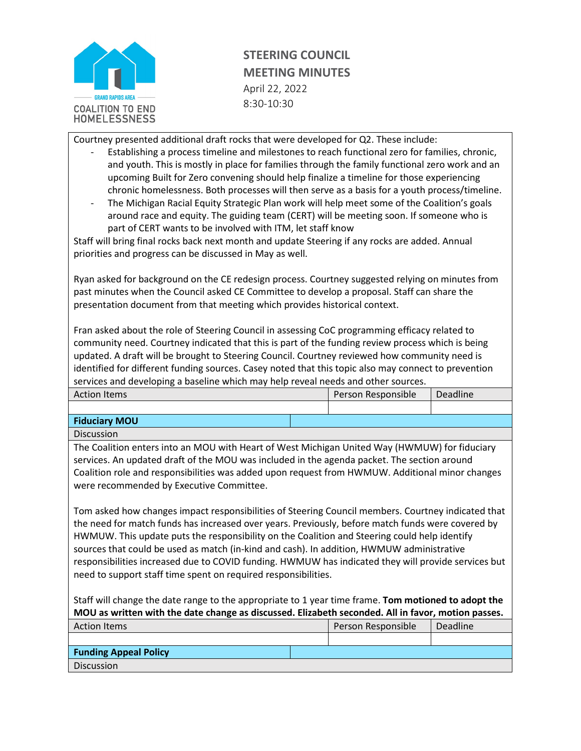**STEERING COUNCIL**
**MEETING MINUTES**
April 22, 2022
8:30-10:30

Courtney presented additional draft rocks that were developed for Q2. These include:

- Establishing a process timeline and milestones to reach functional zero for families, chronic, and youth. This is mostly in place for families through the family functional zero work and an upcoming Built for Zero convening should help finalize a timeline for those experiencing chronic homelessness. Both processes will then serve as a basis for a youth process/timeline.
- The Michigan Racial Equity Strategic Plan work will help meet some of the Coalition's goals around race and equity. The guiding team (CERT) will be meeting soon. If someone who is part of CERT wants to be involved with ITM, let staff know

Staff will bring final rocks back next month and update Steering if any rocks are added. Annual priorities and progress can be discussed in May as well.

Ryan asked for background on the CE redesign process. Courtney suggested relying on minutes from past minutes when the Council asked CE Committee to develop a proposal. Staff can share the presentation document from that meeting which provides historical context.

Fran asked about the role of Steering Council in assessing CoC programming efficacy related to community need. Courtney indicated that this is part of the funding review process which is being updated. A draft will be brought to Steering Council. Courtney reviewed how community need is identified for different funding sources. Casey noted that this topic also may connect to prevention services and developing a baseline which may help reveal needs and other sources.

| Action Items | Person Responsible | Deadline |
|---|---|---|
| | | |

**Fiduciary MOU**

Discussion

The Coalition enters into an MOU with Heart of West Michigan United Way (HWMUW) for fiduciary services. An updated draft of the MOU was included in the agenda packet. The section around Coalition role and responsibilities was added upon request from HWMUW. Additional minor changes were recommended by Executive Committee.

Tom asked how changes impact responsibilities of Steering Council members. Courtney indicated that the need for match funds has increased over years. Previously, before match funds were covered by HWMUW. This update puts the responsibility on the Coalition and Steering could help identify sources that could be used as match (in-kind and cash). In addition, HWMUW administrative responsibilities increased due to COVID funding. HWMUW has indicated they will provide services but need to support staff time spent on required responsibilities.

Staff will change the date range to the appropriate to 1 year time frame. **Tom motioned to adopt the MOU as written with the date change as discussed. Elizabeth seconded. All in favor, motion passes.**

| Action Items | Person Responsible | Deadline |
|---|---|---|
| | | |

**Funding Appeal Policy**

Discussion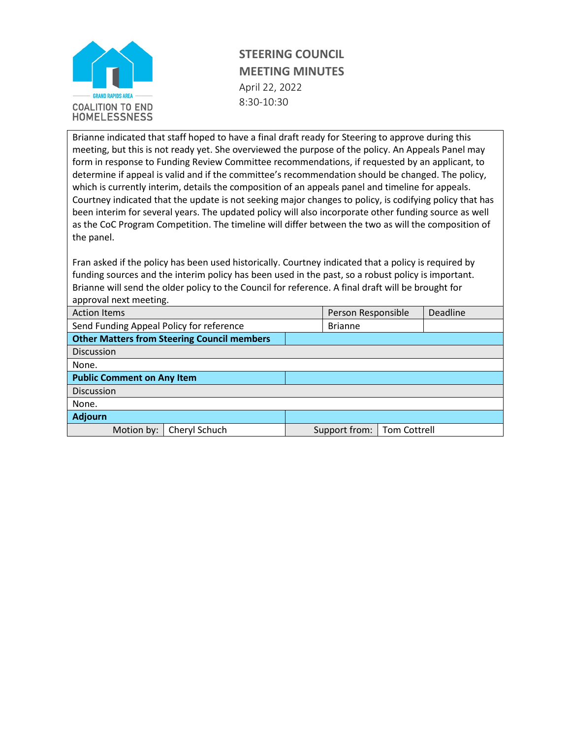**STEERING COUNCIL**
**MEETING MINUTES**
April 22, 2022
8:30-10:30

Brianne indicated that staff hoped to have a final draft ready for Steering to approve during this meeting, but this is not ready yet. She overviewed the purpose of the policy. An Appeals Panel may form in response to Funding Review Committee recommendations, if requested by an applicant, to determine if appeal is valid and if the committee's recommendation should be changed. The policy, which is currently interim, details the composition of an appeals panel and timeline for appeals. Courtney indicated that the update is not seeking major changes to policy, is codifying policy that has been interim for several years. The updated policy will also incorporate other funding source as well as the CoC Program Competition. The timeline will differ between the two as will the composition of the panel.

Fran asked if the policy has been used historically. Courtney indicated that a policy is required by funding sources and the interim policy has been used in the past, so a robust policy is important. Brianne will send the older policy to the Council for reference. A final draft will be brought for approval next meeting.

| Action Items | Person Responsible | Deadline |
|---|---|---|
| Send Funding Appeal Policy for reference | Brianne | |

**Other Matters from Steering Council members**

Discussion

None.

**Public Comment on Any Item**

Discussion

None.

**Adjourn**

| Motion by: | Cheryl Schuch | Support from: | Tom Cottrell |
|---|---|---|---|